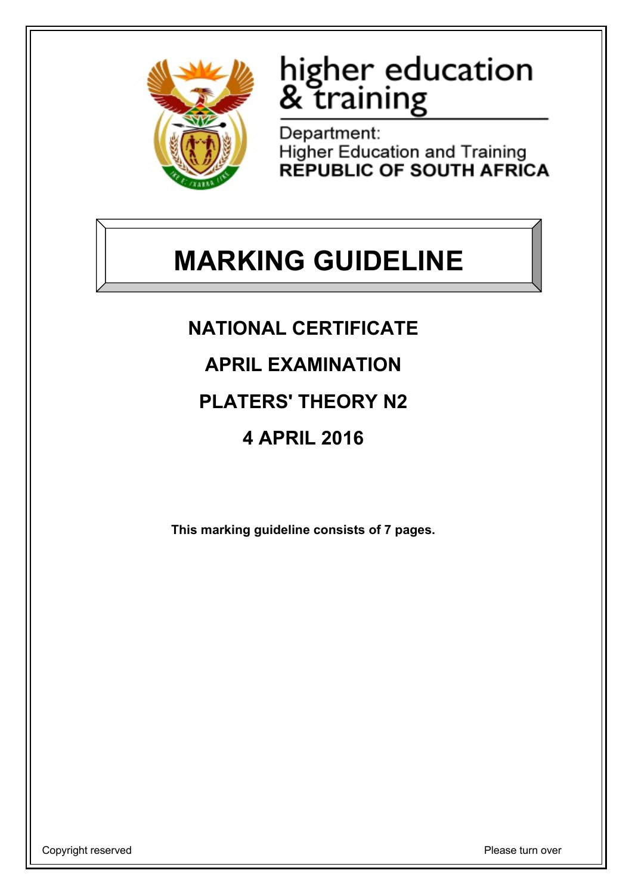higher education
& training

Department:
Higher Education and Training
**REPUBLIC OF SOUTH AFRICA**

# MARKING GUIDELINE

## NATIONAL CERTIFICATE

## APRIL EXAMINATION

## PLATERS' THEORY N2

## 4 APRIL 2016

**This marking guideline consists of 7 pages.**

Copyright reserved

Please turn over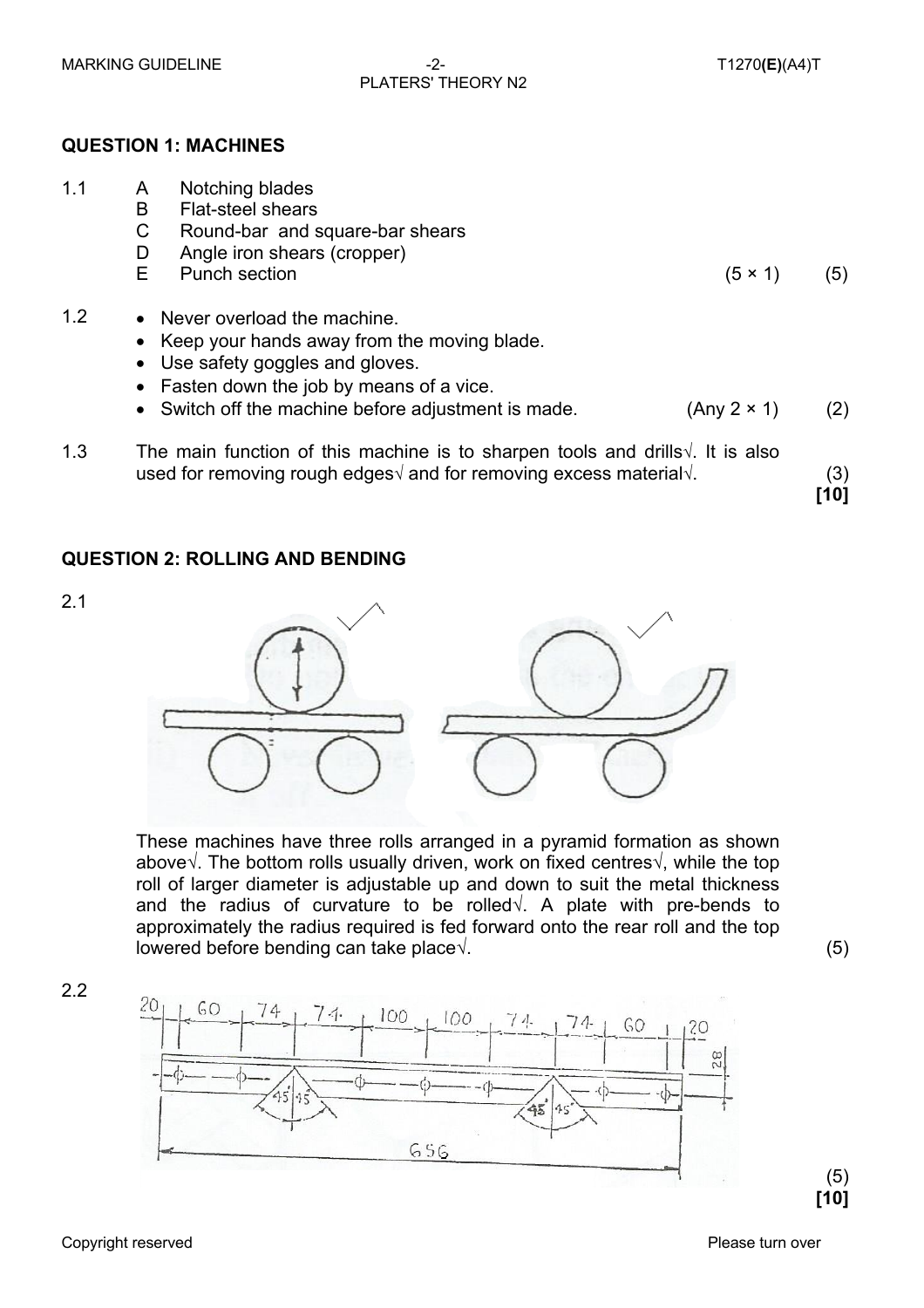## QUESTION 1: MACHINES

1.1
- A Notching blades
- B Flat-steel shears
- C Round-bar and square-bar shears
- D Angle iron shears (cropper)
- E Punch section (5 × 1) (5)

1.2
- Never overload the machine.
- Keep your hands away from the moving blade.
- Use safety goggles and gloves.
- Fasten down the job by means of a vice.
- Switch off the machine before adjustment is made. (Any 2 × 1) (2)

1.3 The main function of this machine is to sharpen tools and drills√. It is also used for removing rough edges√ and for removing excess material√. (3)

**[10]**

## QUESTION 2: ROLLING AND BENDING

2.1

These machines have three rolls arranged in a pyramid formation as shown above√. The bottom rolls usually driven, work on fixed centres√, while the top roll of larger diameter is adjustable up and down to suit the metal thickness and the radius of curvature to be rolled√. A plate with pre-bends to approximately the radius required is fed forward onto the rear roll and the top lowered before bending can take place√. (5)

2.2

20 | 60 | 74 | 74 | 100 | 100 | 74 | 74 | 60 | 20 ; 28 ; 45° 45° ; 45° 45° ; 656

(5)

**[10]**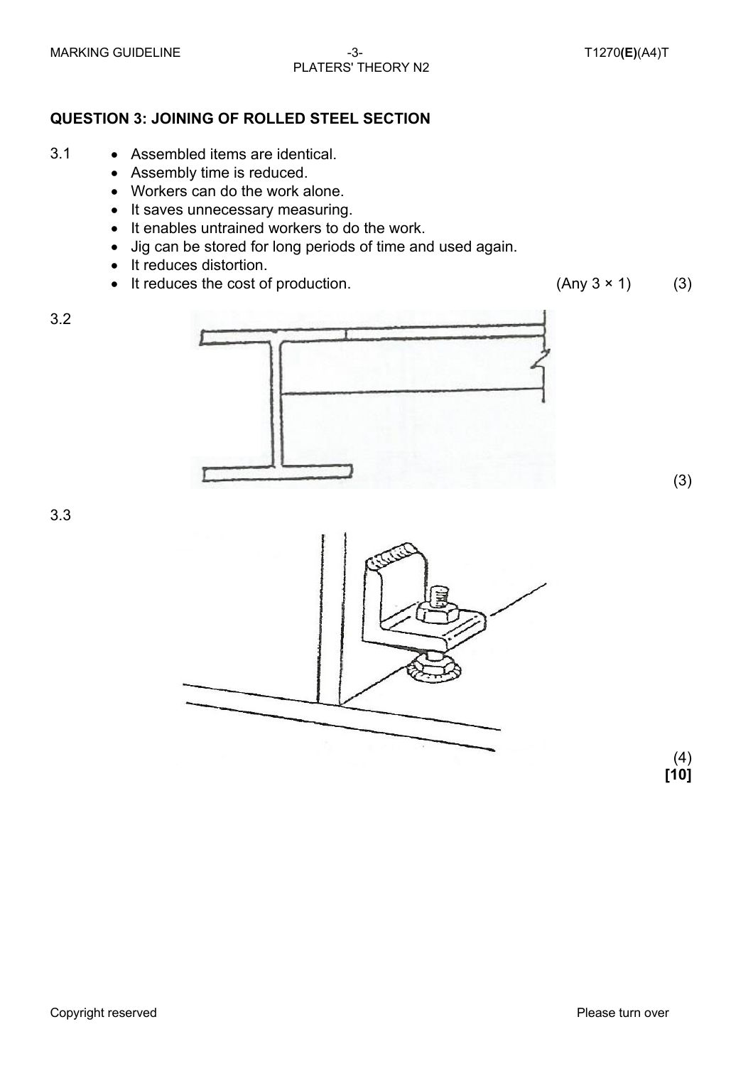## QUESTION 3: JOINING OF ROLLED STEEL SECTION

3.1
- Assembled items are identical.
- Assembly time is reduced.
- Workers can do the work alone.
- It saves unnecessary measuring.
- It enables untrained workers to do the work.
- Jig can be stored for long periods of time and used again.
- It reduces distortion.
- It reduces the cost of production. (Any 3 × 1) (3)

3.2

(3)

3.3

(4)

**[10]**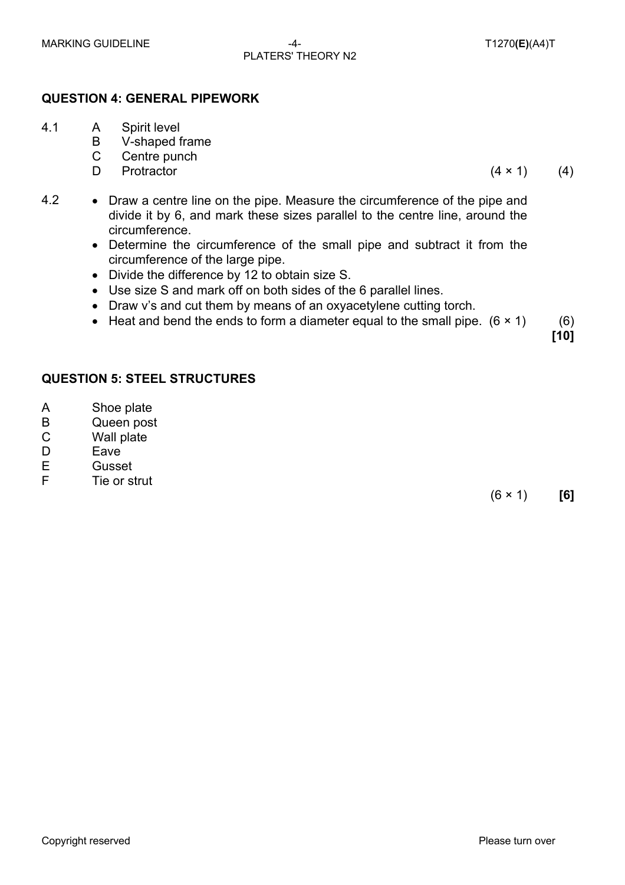## QUESTION 4: GENERAL PIPEWORK

4.1 A Spirit level
B V-shaped frame
C Centre punch
D Protractor (4 × 1) (4)

4.2
- Draw a centre line on the pipe. Measure the circumference of the pipe and divide it by 6, and mark these sizes parallel to the centre line, around the circumference.
- Determine the circumference of the small pipe and subtract it from the circumference of the large pipe.
- Divide the difference by 12 to obtain size S.
- Use size S and mark off on both sides of the 6 parallel lines.
- Draw v's and cut them by means of an oxyacetylene cutting torch.
- Heat and bend the ends to form a diameter equal to the small pipe. (6 × 1) (6)

**[10]**

## QUESTION 5: STEEL STRUCTURES

A Shoe plate
B Queen post
C Wall plate
D Eave
E Gusset
F Tie or strut

(6 × 1) **[6]**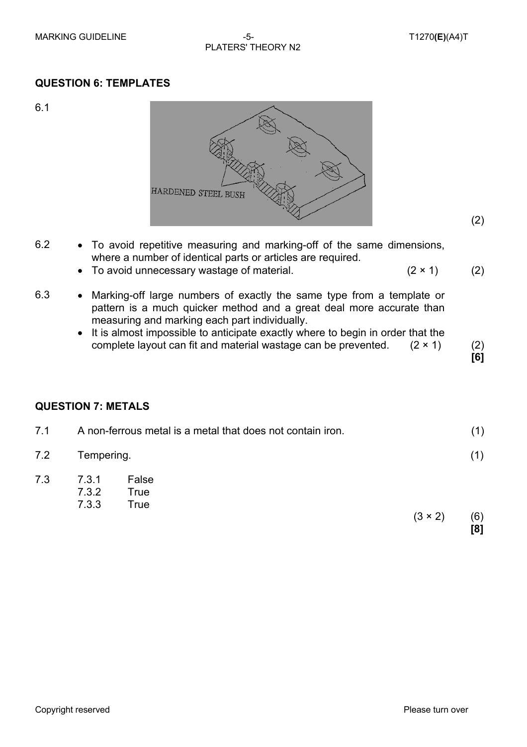## QUESTION 6: TEMPLATES

6.1

HARDENED STEEL BUSH

(2)

6.2
- To avoid repetitive measuring and marking-off of the same dimensions, where a number of identical parts or articles are required.
- To avoid unnecessary wastage of material. (2 × 1) (2)

6.3
- Marking-off large numbers of exactly the same type from a template or pattern is a much quicker method and a great deal more accurate than measuring and marking each part individually.
- It is almost impossible to anticipate exactly where to begin in order that the complete layout can fit and material wastage can be prevented. (2 × 1) (2)

**[6]**

## QUESTION 7: METALS

7.1 A non-ferrous metal is a metal that does not contain iron. (1)

7.2 Tempering. (1)

7.3
- 7.3.1 False
- 7.3.2 True
- 7.3.3 True

(3 × 2) (6)

**[8]**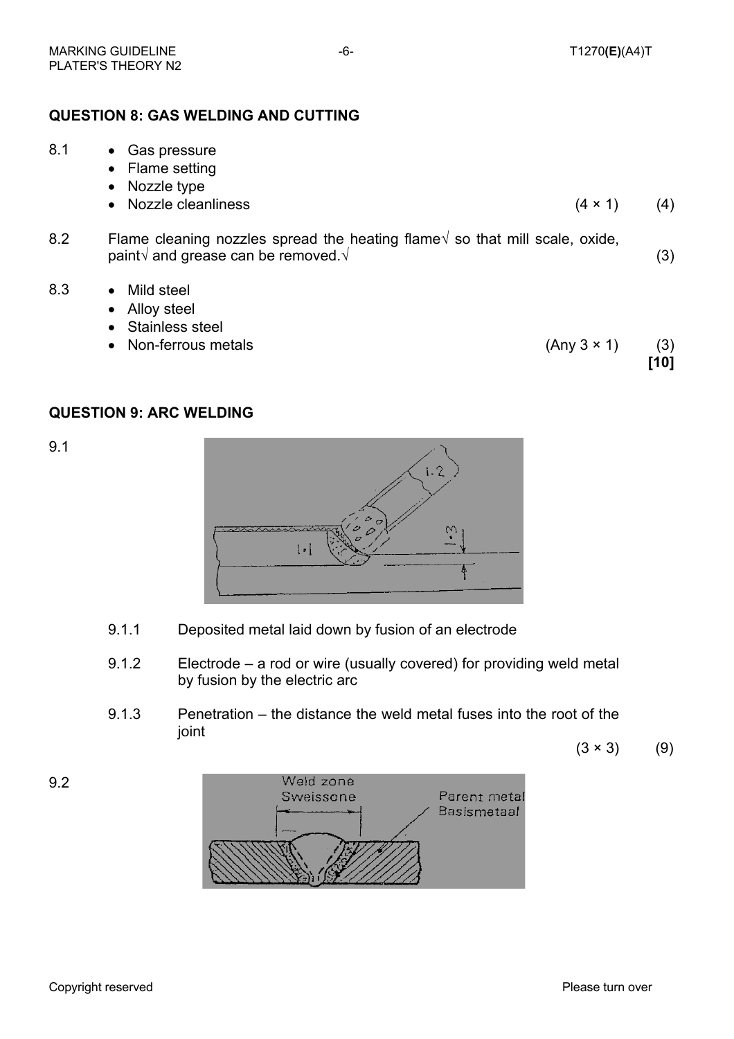## QUESTION 8: GAS WELDING AND CUTTING

8.1
- Gas pressure
- Flame setting
- Nozzle type
- Nozzle cleanliness (4 × 1) (4)

8.2 Flame cleaning nozzles spread the heating flame√ so that mill scale, oxide, paint√ and grease can be removed.√ (3)

8.3
- Mild steel
- Alloy steel
- Stainless steel
- Non-ferrous metals (Any 3 × 1) (3)

**[10]**

## QUESTION 9: ARC WELDING

9.1

9.1.1 Deposited metal laid down by fusion of an electrode

9.1.2 Electrode – a rod or wire (usually covered) for providing weld metal by fusion by the electric arc

9.1.3 Penetration – the distance the weld metal fuses into the root of the joint

(3 × 3) (9)

9.2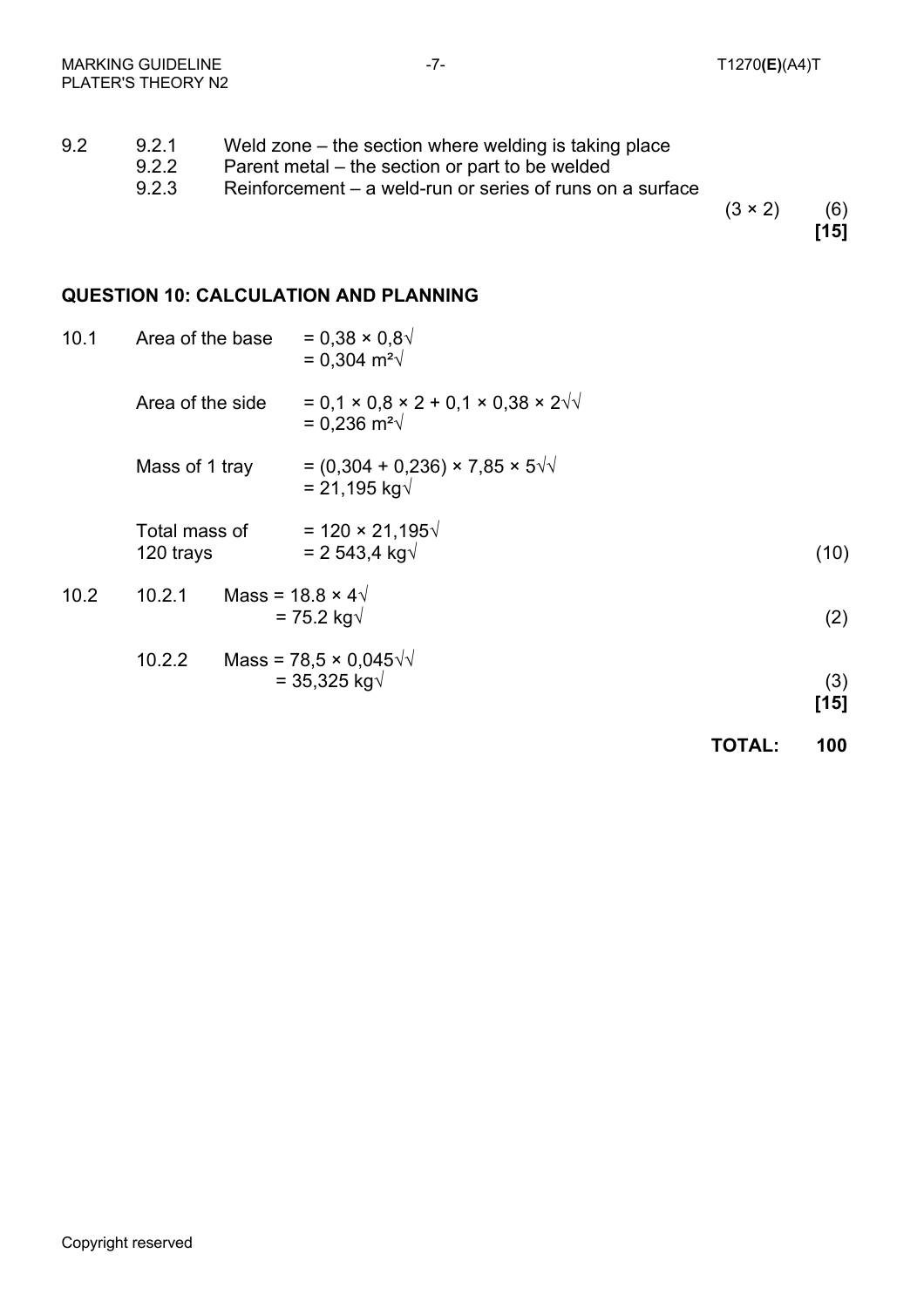9.2 9.2.1 Weld zone – the section where welding is taking place

9.2.2 Parent metal – the section or part to be welded

9.2.3 Reinforcement – a weld-run or series of runs on a surface

(3 × 2) (6)

**[15]**

## QUESTION 10: CALCULATION AND PLANNING

10.1 Area of the base $= 0,38 \times 0,8\surd$

$= 0,304 \text{ m}^2\surd$

Area of the side $= 0,1 \times 0,8 \times 2 + 0,1 \times 0,38 \times 2\surd\surd$

$= 0,236 \text{ m}^2\surd$

Mass of 1 tray $= (0,304 + 0,236) \times 7,85 \times 5\surd\surd$

$= 21,195 \text{ kg}\surd$

Total mass of 120 trays $= 120 \times 21,195\surd$

$= 2\,543,4 \text{ kg}\surd$ (10)

10.2 10.2.1 Mass $= 18.8 \times 4\surd$

$= 75.2 \text{ kg}\surd$ (2)

10.2.2 Mass $= 78,5 \times 0,045\surd\surd$

$= 35,325 \text{ kg}\surd$ (3)

**[15]**

**TOTAL: 100**